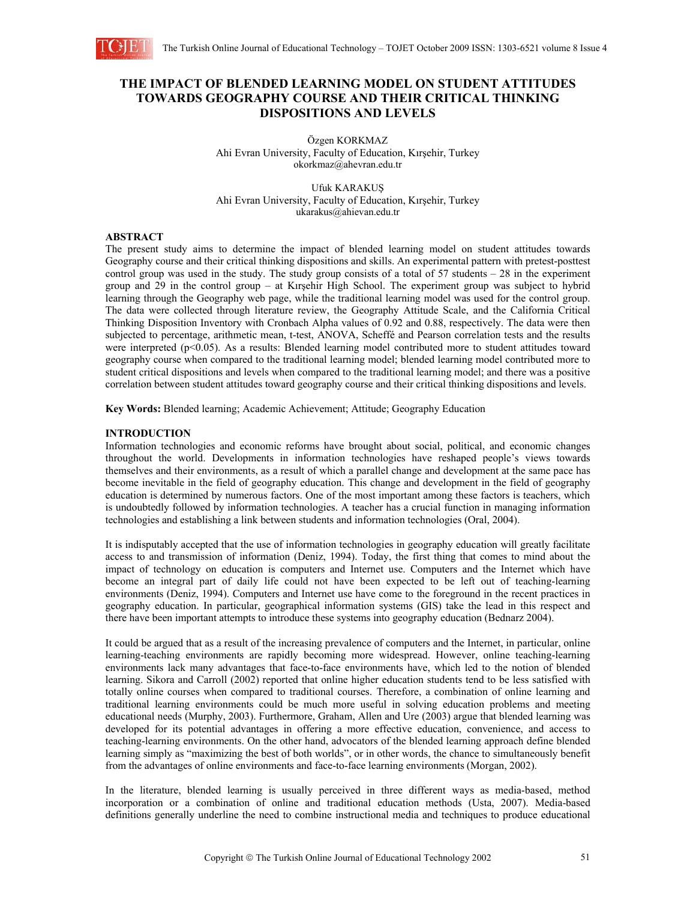# THE IMPACT OF BLENDED LEARNING MODEL ON STUDENT ATTITUDES TOWARDS GEOGRAPHY COURSE AND THEIR CRITICAL THINKING DISPOSITIONS AND LEVELS

Özgen KORKMAZ
Ahi Evran University, Faculty of Education, Kırşehir, Turkey
okorkmaz@ahevran.edu.tr

Ufuk KARAKUŞ
Ahi Evran University, Faculty of Education, Kırşehir, Turkey
ukarakus@ahievan.edu.tr

## ABSTRACT

The present study aims to determine the impact of blended learning model on student attitudes towards Geography course and their critical thinking dispositions and skills. An experimental pattern with pretest-posttest control group was used in the study. The study group consists of a total of 57 students – 28 in the experiment group and 29 in the control group – at Kırşehir High School. The experiment group was subject to hybrid learning through the Geography web page, while the traditional learning model was used for the control group. The data were collected through literature review, the Geography Attitude Scale, and the California Critical Thinking Disposition Inventory with Cronbach Alpha values of 0.92 and 0.88, respectively. The data were then subjected to percentage, arithmetic mean, t-test, ANOVA, Scheffé and Pearson correlation tests and the results were interpreted ($p<0.05$). As a results: Blended learning model contributed more to student attitudes toward geography course when compared to the traditional learning model; blended learning model contributed more to student critical dispositions and levels when compared to the traditional learning model; and there was a positive correlation between student attitudes toward geography course and their critical thinking dispositions and levels.

**Key Words:** Blended learning; Academic Achievement; Attitude; Geography Education

## INTRODUCTION

Information technologies and economic reforms have brought about social, political, and economic changes throughout the world. Developments in information technologies have reshaped people's views towards themselves and their environments, as a result of which a parallel change and development at the same pace has become inevitable in the field of geography education. This change and development in the field of geography education is determined by numerous factors. One of the most important among these factors is teachers, which is undoubtedly followed by information technologies. A teacher has a crucial function in managing information technologies and establishing a link between students and information technologies (Oral, 2004).

It is indisputably accepted that the use of information technologies in geography education will greatly facilitate access to and transmission of information (Deniz, 1994). Today, the first thing that comes to mind about the impact of technology on education is computers and Internet use. Computers and the Internet which have become an integral part of daily life could not have been expected to be left out of teaching-learning environments (Deniz, 1994). Computers and Internet use have come to the foreground in the recent practices in geography education. In particular, geographical information systems (GIS) take the lead in this respect and there have been important attempts to introduce these systems into geography education (Bednarz 2004).

It could be argued that as a result of the increasing prevalence of computers and the Internet, in particular, online learning-teaching environments are rapidly becoming more widespread. However, online teaching-learning environments lack many advantages that face-to-face environments have, which led to the notion of blended learning. Sikora and Carroll (2002) reported that online higher education students tend to be less satisfied with totally online courses when compared to traditional courses. Therefore, a combination of online learning and traditional learning environments could be much more useful in solving education problems and meeting educational needs (Murphy, 2003). Furthermore, Graham, Allen and Ure (2003) argue that blended learning was developed for its potential advantages in offering a more effective education, convenience, and access to teaching-learning environments. On the other hand, advocators of the blended learning approach define blended learning simply as "maximizing the best of both worlds", or in other words, the chance to simultaneously benefit from the advantages of online environments and face-to-face learning environments (Morgan, 2002).

In the literature, blended learning is usually perceived in three different ways as media-based, method incorporation or a combination of online and traditional education methods (Usta, 2007). Media-based definitions generally underline the need to combine instructional media and techniques to produce educational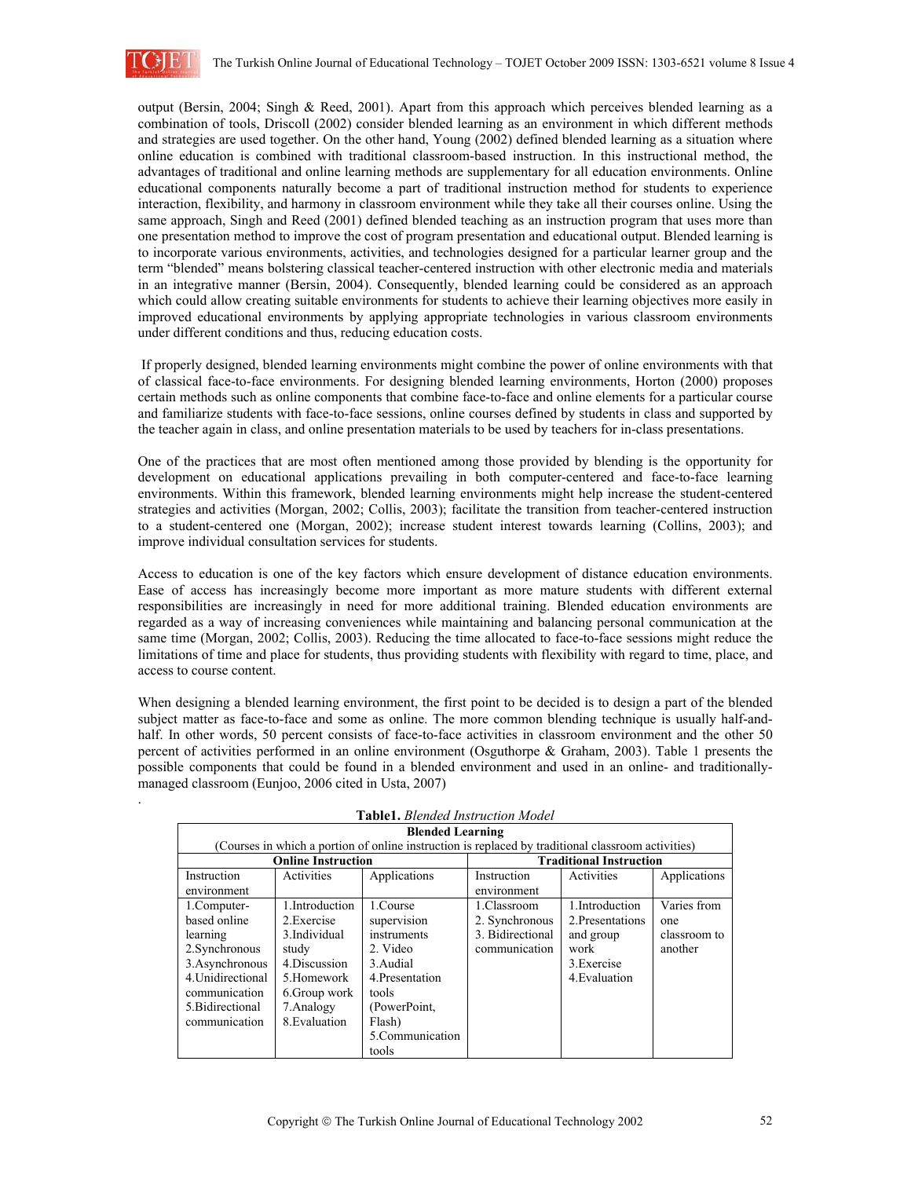output (Bersin, 2004; Singh & Reed, 2001). Apart from this approach which perceives blended learning as a combination of tools, Driscoll (2002) consider blended learning as an environment in which different methods and strategies are used together. On the other hand, Young (2002) defined blended learning as a situation where online education is combined with traditional classroom-based instruction. In this instructional method, the advantages of traditional and online learning methods are supplementary for all education environments. Online educational components naturally become a part of traditional instruction method for students to experience interaction, flexibility, and harmony in classroom environment while they take all their courses online. Using the same approach, Singh and Reed (2001) defined blended teaching as an instruction program that uses more than one presentation method to improve the cost of program presentation and educational output. Blended learning is to incorporate various environments, activities, and technologies designed for a particular learner group and the term "blended" means bolstering classical teacher-centered instruction with other electronic media and materials in an integrative manner (Bersin, 2004). Consequently, blended learning could be considered as an approach which could allow creating suitable environments for students to achieve their learning objectives more easily in improved educational environments by applying appropriate technologies in various classroom environments under different conditions and thus, reducing education costs.

If properly designed, blended learning environments might combine the power of online environments with that of classical face-to-face environments. For designing blended learning environments, Horton (2000) proposes certain methods such as online components that combine face-to-face and online elements for a particular course and familiarize students with face-to-face sessions, online courses defined by students in class and supported by the teacher again in class, and online presentation materials to be used by teachers for in-class presentations.

One of the practices that are most often mentioned among those provided by blending is the opportunity for development on educational applications prevailing in both computer-centered and face-to-face learning environments. Within this framework, blended learning environments might help increase the student-centered strategies and activities (Morgan, 2002; Collis, 2003); facilitate the transition from teacher-centered instruction to a student-centered one (Morgan, 2002); increase student interest towards learning (Collins, 2003); and improve individual consultation services for students.

Access to education is one of the key factors which ensure development of distance education environments. Ease of access has increasingly become more important as more mature students with different external responsibilities are increasingly in need for more additional training. Blended education environments are regarded as a way of increasing conveniences while maintaining and balancing personal communication at the same time (Morgan, 2002; Collis, 2003). Reducing the time allocated to face-to-face sessions might reduce the limitations of time and place for students, thus providing students with flexibility with regard to time, place, and access to course content.

When designing a blended learning environment, the first point to be decided is to design a part of the blended subject matter as face-to-face and some as online. The more common blending technique is usually half-and-half. In other words, 50 percent consists of face-to-face activities in classroom environment and the other 50 percent of activities performed in an online environment (Osguthorpe & Graham, 2003). Table 1 presents the possible components that could be found in a blended environment and used in an online- and traditionally-managed classroom (Eunjoo, 2006 cited in Usta, 2007)

.

**Table1.** *Blended Instruction Model*

| Blended Learning (Courses in which a portion of online instruction is replaced by traditional classroom activities) | | | | | |
|---|---|---|---|---|---|
| Online Instruction | | | Traditional Instruction | | |
| Instruction environment | Activities | Applications | Instruction environment | Activities | Applications |
| 1.Computer-based online learning<br>2.Synchronous<br>3.Asynchronous<br>4.Unidirectional communication<br>5.Bidirectional communication | 1.Introduction<br>2.Exercise<br>3.Individual study<br>4.Discussion<br>5.Homework<br>6.Group work<br>7.Analogy<br>8.Evaluation | 1.Course supervision instruments<br>2. Video<br>3.Audial<br>4.Presentation tools (PowerPoint, Flash)<br>5.Communication tools | 1.Classroom<br>2. Synchronous<br>3. Bidirectional communication | 1.Introduction<br>2.Presentations and group work<br>3.Exercise<br>4.Evaluation | Varies from one classroom to another |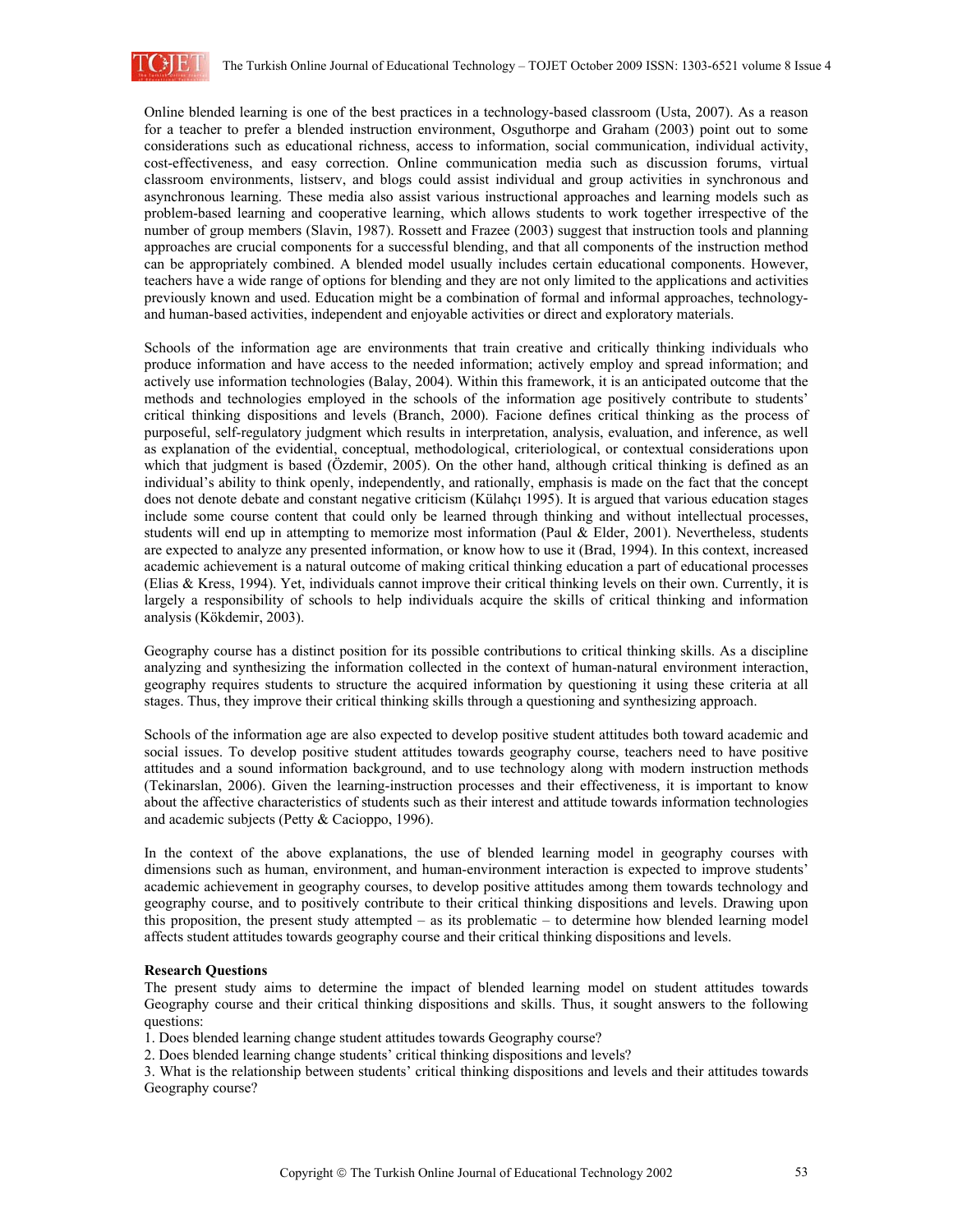Online blended learning is one of the best practices in a technology-based classroom (Usta, 2007). As a reason for a teacher to prefer a blended instruction environment, Osguthorpe and Graham (2003) point out to some considerations such as educational richness, access to information, social communication, individual activity, cost-effectiveness, and easy correction. Online communication media such as discussion forums, virtual classroom environments, listserv, and blogs could assist individual and group activities in synchronous and asynchronous learning. These media also assist various instructional approaches and learning models such as problem-based learning and cooperative learning, which allows students to work together irrespective of the number of group members (Slavin, 1987). Rossett and Frazee (2003) suggest that instruction tools and planning approaches are crucial components for a successful blending, and that all components of the instruction method can be appropriately combined. A blended model usually includes certain educational components. However, teachers have a wide range of options for blending and they are not only limited to the applications and activities previously known and used. Education might be a combination of formal and informal approaches, technology- and human-based activities, independent and enjoyable activities or direct and exploratory materials.

Schools of the information age are environments that train creative and critically thinking individuals who produce information and have access to the needed information; actively employ and spread information; and actively use information technologies (Balay, 2004). Within this framework, it is an anticipated outcome that the methods and technologies employed in the schools of the information age positively contribute to students' critical thinking dispositions and levels (Branch, 2000). Facione defines critical thinking as the process of purposeful, self-regulatory judgment which results in interpretation, analysis, evaluation, and inference, as well as explanation of the evidential, conceptual, methodological, criteriological, or contextual considerations upon which that judgment is based (Özdemir, 2005). On the other hand, although critical thinking is defined as an individual's ability to think openly, independently, and rationally, emphasis is made on the fact that the concept does not denote debate and constant negative criticism (Külahçı 1995). It is argued that various education stages include some course content that could only be learned through thinking and without intellectual processes, students will end up in attempting to memorize most information (Paul & Elder, 2001). Nevertheless, students are expected to analyze any presented information, or know how to use it (Brad, 1994). In this context, increased academic achievement is a natural outcome of making critical thinking education a part of educational processes (Elias & Kress, 1994). Yet, individuals cannot improve their critical thinking levels on their own. Currently, it is largely a responsibility of schools to help individuals acquire the skills of critical thinking and information analysis (Kökdemir, 2003).

Geography course has a distinct position for its possible contributions to critical thinking skills. As a discipline analyzing and synthesizing the information collected in the context of human-natural environment interaction, geography requires students to structure the acquired information by questioning it using these criteria at all stages. Thus, they improve their critical thinking skills through a questioning and synthesizing approach.

Schools of the information age are also expected to develop positive student attitudes both toward academic and social issues. To develop positive student attitudes towards geography course, teachers need to have positive attitudes and a sound information background, and to use technology along with modern instruction methods (Tekinarslan, 2006). Given the learning-instruction processes and their effectiveness, it is important to know about the affective characteristics of students such as their interest and attitude towards information technologies and academic subjects (Petty & Cacioppo, 1996).

In the context of the above explanations, the use of blended learning model in geography courses with dimensions such as human, environment, and human-environment interaction is expected to improve students' academic achievement in geography courses, to develop positive attitudes among them towards technology and geography course, and to positively contribute to their critical thinking dispositions and levels. Drawing upon this proposition, the present study attempted – as its problematic – to determine how blended learning model affects student attitudes towards geography course and their critical thinking dispositions and levels.

**Research Questions**

The present study aims to determine the impact of blended learning model on student attitudes towards Geography course and their critical thinking dispositions and skills. Thus, it sought answers to the following questions:

1. Does blended learning change student attitudes towards Geography course?
2. Does blended learning change students' critical thinking dispositions and levels?
3. What is the relationship between students' critical thinking dispositions and levels and their attitudes towards Geography course?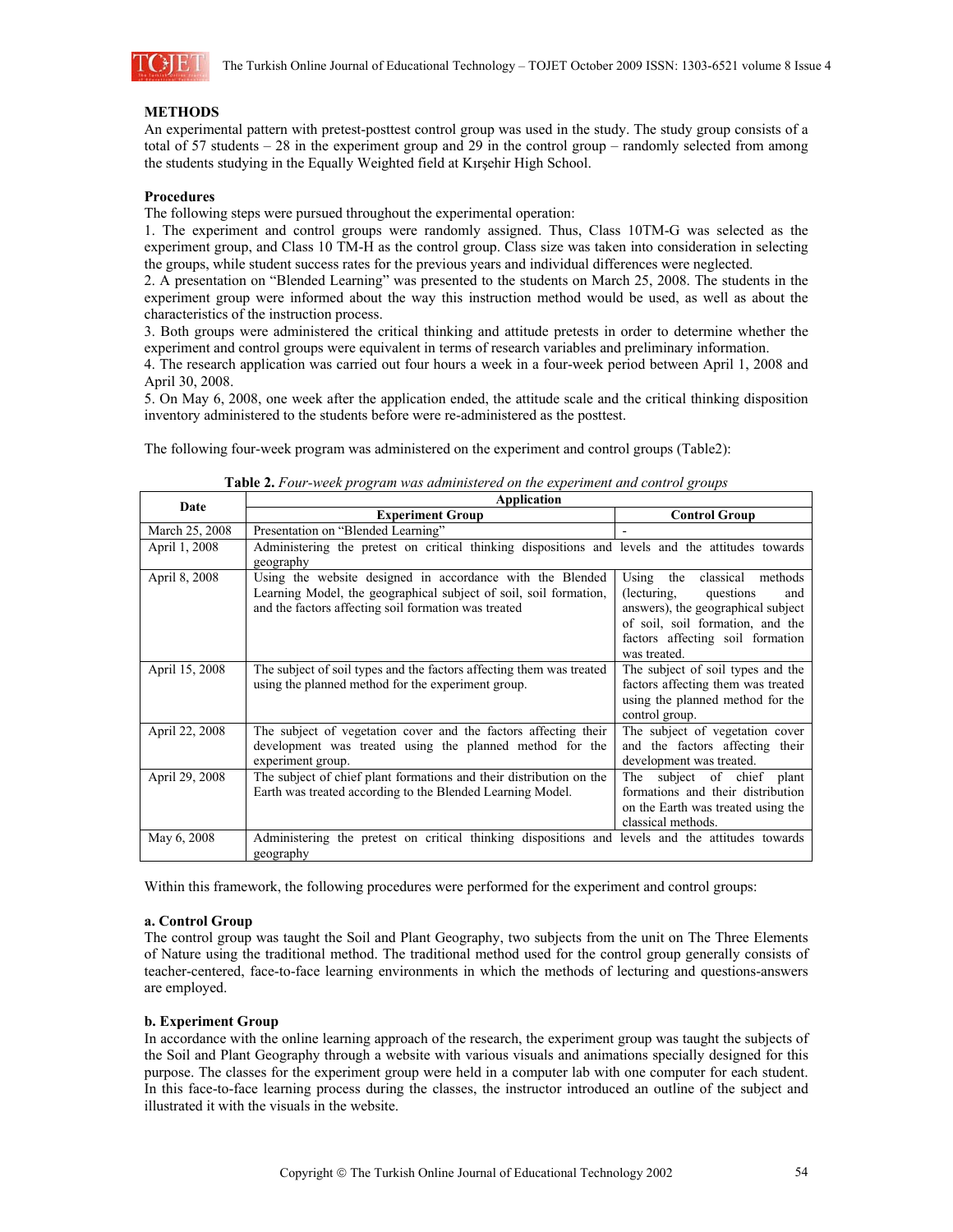## METHODS

An experimental pattern with pretest-posttest control group was used in the study. The study group consists of a total of 57 students – 28 in the experiment group and 29 in the control group – randomly selected from among the students studying in the Equally Weighted field at Kırşehir High School.

### Procedures

The following steps were pursued throughout the experimental operation:

1. The experiment and control groups were randomly assigned. Thus, Class 10TM-G was selected as the experiment group, and Class 10 TM-H as the control group. Class size was taken into consideration in selecting the groups, while student success rates for the previous years and individual differences were neglected.
2. A presentation on "Blended Learning" was presented to the students on March 25, 2008. The students in the experiment group were informed about the way this instruction method would be used, as well as about the characteristics of the instruction process.
3. Both groups were administered the critical thinking and attitude pretests in order to determine whether the experiment and control groups were equivalent in terms of research variables and preliminary information.
4. The research application was carried out four hours a week in a four-week period between April 1, 2008 and April 30, 2008.
5. On May 6, 2008, one week after the application ended, the attitude scale and the critical thinking disposition inventory administered to the students before were re-administered as the posttest.

The following four-week program was administered on the experiment and control groups (Table2):

**Table 2.** *Four-week program was administered on the experiment and control groups*

| Date | Application | |
|---|---|---|
| | Experiment Group | Control Group |
| March 25, 2008 | Presentation on "Blended Learning" | - |
| April 1, 2008 | Administering the pretest on critical thinking dispositions and levels and the attitudes towards geography | |
| April 8, 2008 | Using the website designed in accordance with the Blended Learning Model, the geographical subject of soil, soil formation, and the factors affecting soil formation was treated | Using the classical methods (lecturing, questions and answers), the geographical subject of soil, soil formation, and the factors affecting soil formation was treated. |
| April 15, 2008 | The subject of soil types and the factors affecting them was treated using the planned method for the experiment group. | The subject of soil types and the factors affecting them was treated using the planned method for the control group. |
| April 22, 2008 | The subject of vegetation cover and the factors affecting their development was treated using the planned method for the experiment group. | The subject of vegetation cover and the factors affecting their development was treated. |
| April 29, 2008 | The subject of chief plant formations and their distribution on the Earth was treated according to the Blended Learning Model. | The subject of chief plant formations and their distribution on the Earth was treated using the classical methods. |
| May 6, 2008 | Administering the pretest on critical thinking dispositions and levels and the attitudes towards geography | |

Within this framework, the following procedures were performed for the experiment and control groups:

**a. Control Group**

The control group was taught the Soil and Plant Geography, two subjects from the unit on The Three Elements of Nature using the traditional method. The traditional method used for the control group generally consists of teacher-centered, face-to-face learning environments in which the methods of lecturing and questions-answers are employed.

**b. Experiment Group**

In accordance with the online learning approach of the research, the experiment group was taught the subjects of the Soil and Plant Geography through a website with various visuals and animations specially designed for this purpose. The classes for the experiment group were held in a computer lab with one computer for each student. In this face-to-face learning process during the classes, the instructor introduced an outline of the subject and illustrated it with the visuals in the website.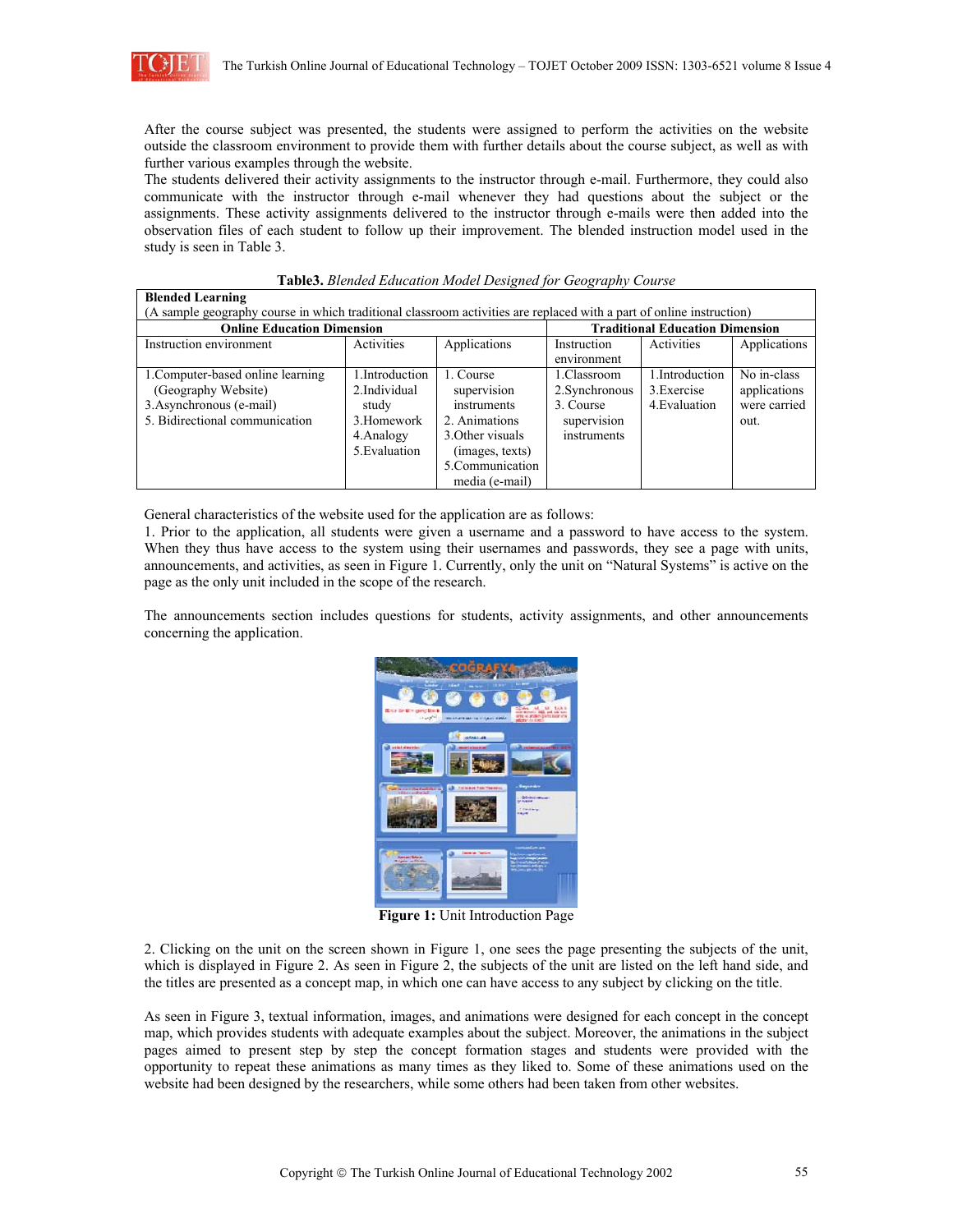After the course subject was presented, the students were assigned to perform the activities on the website outside the classroom environment to provide them with further details about the course subject, as well as with further various examples through the website.

The students delivered their activity assignments to the instructor through e-mail. Furthermore, they could also communicate with the instructor through e-mail whenever they had questions about the subject or the assignments. These activity assignments delivered to the instructor through e-mails were then added into the observation files of each student to follow up their improvement. The blended instruction model used in the study is seen in Table 3.

**Table3.** *Blended Education Model Designed for Geography Course*

| **Blended Learning** (A sample geography course in which traditional classroom activities are replaced with a part of online instruction) | | | | | |
|---|---|---|---|---|---|
| **Online Education Dimension** | | | **Traditional Education Dimension** | | |
| Instruction environment | Activities | Applications | Instruction environment | Activities | Applications |
| 1.Computer-based online learning (Geography Website)<br>3.Asynchronous (e-mail)<br>5. Bidirectional communication | 1.Introduction<br>2.Individual study<br>3.Homework<br>4.Analogy<br>5.Evaluation | 1. Course supervision instruments<br>2. Animations<br>3.Other visuals (images, texts)<br>5.Communication media (e-mail) | 1.Classroom<br>2.Synchronous<br>3. Course supervision instruments | 1.Introduction<br>3.Exercise<br>4.Evaluation | No in-class applications were carried out. |

General characteristics of the website used for the application are as follows:

1. Prior to the application, all students were given a username and a password to have access to the system. When they thus have access to the system using their usernames and passwords, they see a page with units, announcements, and activities, as seen in Figure 1. Currently, only the unit on "Natural Systems" is active on the page as the only unit included in the scope of the research.

The announcements section includes questions for students, activity assignments, and other announcements concerning the application.

**Figure 1:** Unit Introduction Page

2. Clicking on the unit on the screen shown in Figure 1, one sees the page presenting the subjects of the unit, which is displayed in Figure 2. As seen in Figure 2, the subjects of the unit are listed on the left hand side, and the titles are presented as a concept map, in which one can have access to any subject by clicking on the title.

As seen in Figure 3, textual information, images, and animations were designed for each concept in the concept map, which provides students with adequate examples about the subject. Moreover, the animations in the subject pages aimed to present step by step the concept formation stages and students were provided with the opportunity to repeat these animations as many times as they liked to. Some of these animations used on the website had been designed by the researchers, while some others had been taken from other websites.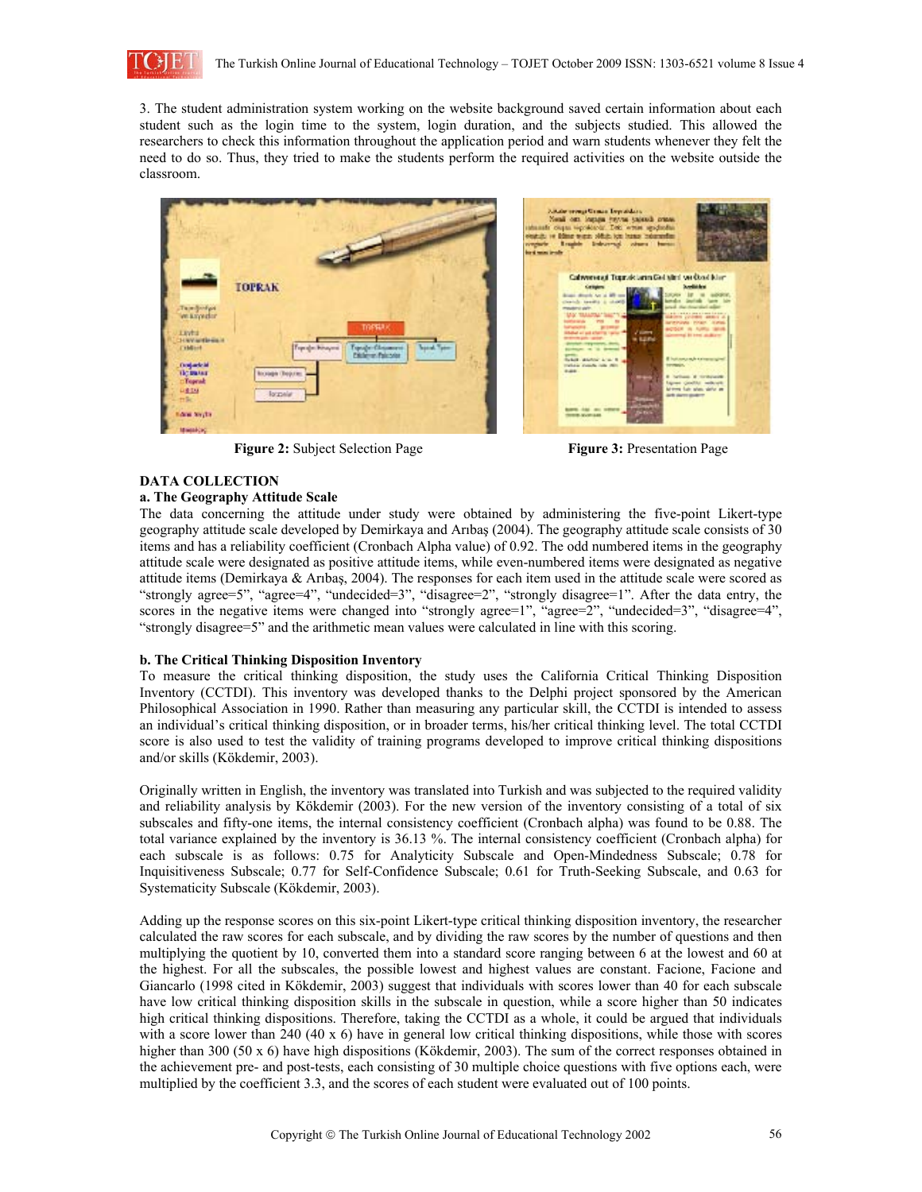3. The student administration system working on the website background saved certain information about each student such as the login time to the system, login duration, and the subjects studied. This allowed the researchers to check this information throughout the application period and warn students whenever they felt the need to do so. Thus, they tried to make the students perform the required activities on the website outside the classroom.

**Figure 2:** Subject Selection Page

**Figure 3:** Presentation Page

## DATA COLLECTION

### a. The Geography Attitude Scale

The data concerning the attitude under study were obtained by administering the five-point Likert-type geography attitude scale developed by Demirkaya and Arıbaş (2004). The geography attitude scale consists of 30 items and has a reliability coefficient (Cronbach Alpha value) of 0.92. The odd numbered items in the geography attitude scale were designated as positive attitude items, while even-numbered items were designated as negative attitude items (Demirkaya & Arıbaş, 2004). The responses for each item used in the attitude scale were scored as "strongly agree=5", "agree=4", "undecided=3", "disagree=2", "strongly disagree=1". After the data entry, the scores in the negative items were changed into "strongly agree=1", "agree=2", "undecided=3", "disagree=4", "strongly disagree=5" and the arithmetic mean values were calculated in line with this scoring.

### b. The Critical Thinking Disposition Inventory

To measure the critical thinking disposition, the study uses the California Critical Thinking Disposition Inventory (CCTDI). This inventory was developed thanks to the Delphi project sponsored by the American Philosophical Association in 1990. Rather than measuring any particular skill, the CCTDI is intended to assess an individual's critical thinking disposition, or in broader terms, his/her critical thinking level. The total CCTDI score is also used to test the validity of training programs developed to improve critical thinking dispositions and/or skills (Kökdemir, 2003).

Originally written in English, the inventory was translated into Turkish and was subjected to the required validity and reliability analysis by Kökdemir (2003). For the new version of the inventory consisting of a total of six subscales and fifty-one items, the internal consistency coefficient (Cronbach alpha) was found to be 0.88. The total variance explained by the inventory is 36.13 %. The internal consistency coefficient (Cronbach alpha) for each subscale is as follows: 0.75 for Analyticity Subscale and Open-Mindedness Subscale; 0.78 for Inquisitiveness Subscale; 0.77 for Self-Confidence Subscale; 0.61 for Truth-Seeking Subscale, and 0.63 for Systematicity Subscale (Kökdemir, 2003).

Adding up the response scores on this six-point Likert-type critical thinking disposition inventory, the researcher calculated the raw scores for each subscale, and by dividing the raw scores by the number of questions and then multiplying the quotient by 10, converted them into a standard score ranging between 6 at the lowest and 60 at the highest. For all the subscales, the possible lowest and highest values are constant. Facione, Facione and Giancarlo (1998 cited in Kökdemir, 2003) suggest that individuals with scores lower than 40 for each subscale have low critical thinking disposition skills in the subscale in question, while a score higher than 50 indicates high critical thinking dispositions. Therefore, taking the CCTDI as a whole, it could be argued that individuals with a score lower than 240 (40 x 6) have in general low critical thinking dispositions, while those with scores higher than 300 (50 x 6) have high dispositions (Kökdemir, 2003). The sum of the correct responses obtained in the achievement pre- and post-tests, each consisting of 30 multiple choice questions with five options each, were multiplied by the coefficient 3.3, and the scores of each student were evaluated out of 100 points.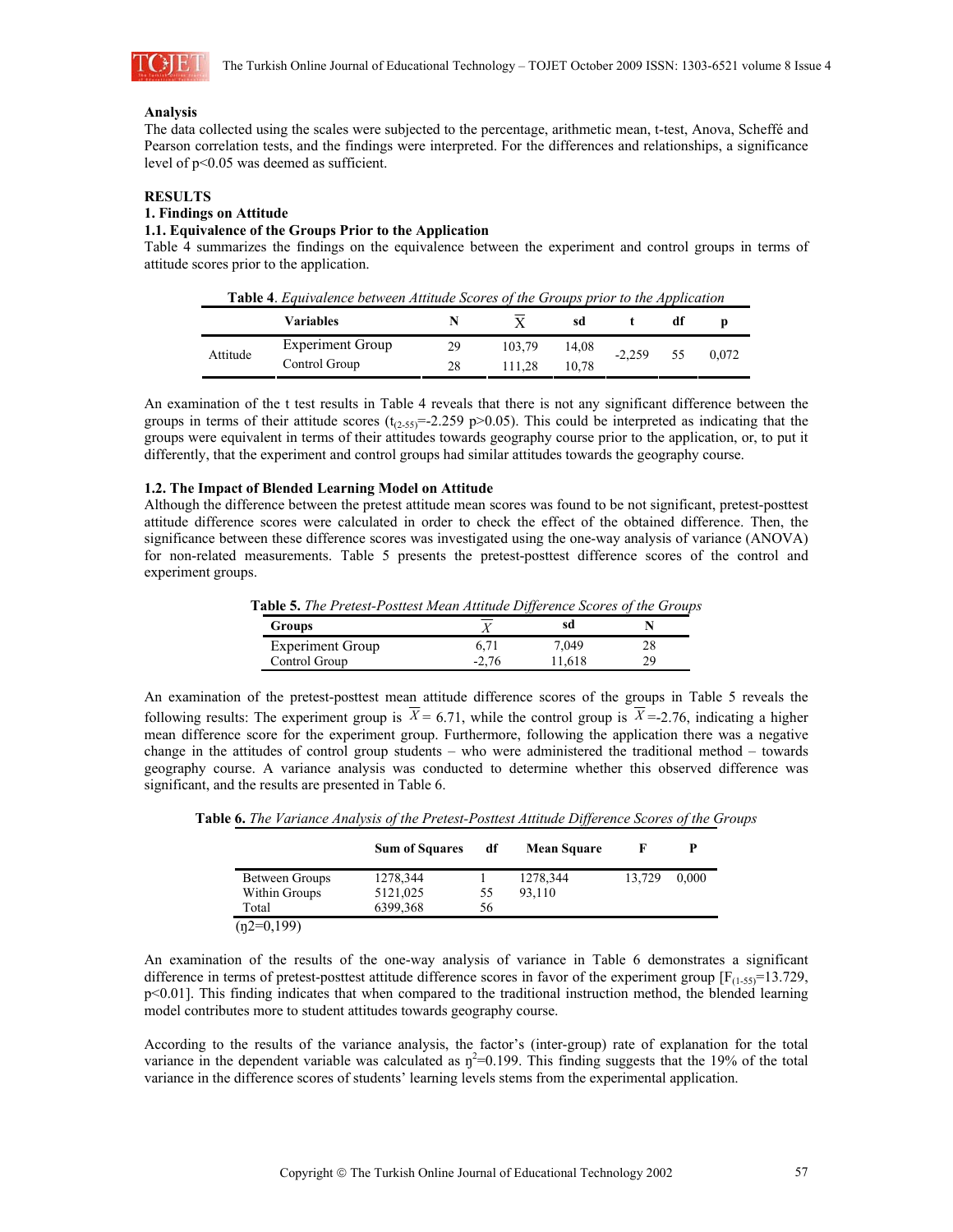**Analysis**

The data collected using the scales were subjected to the percentage, arithmetic mean, t-test, Anova, Scheffé and Pearson correlation tests, and the findings were interpreted. For the differences and relationships, a significance level of $p<0.05$ was deemed as sufficient.

## RESULTS

### 1. Findings on Attitude

#### 1.1. Equivalence of the Groups Prior to the Application

Table 4 summarizes the findings on the equivalence between the experiment and control groups in terms of attitude scores prior to the application.

**Table 4**. *Equivalence between Attitude Scores of the Groups prior to the Application*

| | Variables | N | $\bar{X}$ | sd | t | df | p |
|---|---|---|---|---|---|---|---|
| Attitude | Experiment Group | 29 | 103,79 | 14,08 | -2,259 | 55 | 0,072 |
| | Control Group | 28 | 111,28 | 10,78 | | | |

An examination of the t test results in Table 4 reveals that there is not any significant difference between the groups in terms of their attitude scores ($t_{(2-55)}$=-2.259 $p>0.05$). This could be interpreted as indicating that the groups were equivalent in terms of their attitudes towards geography course prior to the application, or, to put it differently, that the experiment and control groups had similar attitudes towards the geography course.

#### 1.2. The Impact of Blended Learning Model on Attitude

Although the difference between the pretest attitude mean scores was found to be not significant, pretest-posttest attitude difference scores were calculated in order to check the effect of the obtained difference. Then, the significance between these difference scores was investigated using the one-way analysis of variance (ANOVA) for non-related measurements. Table 5 presents the pretest-posttest difference scores of the control and experiment groups.

**Table 5.** *The Pretest-Posttest Mean Attitude Difference Scores of the Groups*

| Groups | $\bar{X}$ | sd | N |
|---|---|---|---|
| Experiment Group | 6,71 | 7,049 | 28 |
| Control Group | -2,76 | 11,618 | 29 |

An examination of the pretest-posttest mean attitude difference scores of the groups in Table 5 reveals the following results: The experiment group is $\bar{X}$= 6.71, while the control group is $\bar{X}$=-2.76, indicating a higher mean difference score for the experiment group. Furthermore, following the application there was a negative change in the attitudes of control group students – who were administered the traditional method – towards geography course. A variance analysis was conducted to determine whether this observed difference was significant, and the results are presented in Table 6.

**Table 6.** *The Variance Analysis of the Pretest-Posttest Attitude Difference Scores of the Groups*

| | Sum of Squares | df | Mean Square | F | P |
|---|---|---|---|---|---|
| Between Groups | 1278,344 | 1 | 1278,344 | 13,729 | 0,000 |
| Within Groups | 5121,025 | 55 | 93,110 | | |
| Total | 6399,368 | 56 | | | |

($\eta^2$=0,199)

An examination of the results of the one-way analysis of variance in Table 6 demonstrates a significant difference in terms of pretest-posttest attitude difference scores in favor of the experiment group [$F_{(1-55)}$=13.729, $p<0.01$]. This finding indicates that when compared to the traditional instruction method, the blended learning model contributes more to student attitudes towards geography course.

According to the results of the variance analysis, the factor's (inter-group) rate of explanation for the total variance in the dependent variable was calculated as $\eta^2$=0.199. This finding suggests that the 19% of the total variance in the difference scores of students' learning levels stems from the experimental application.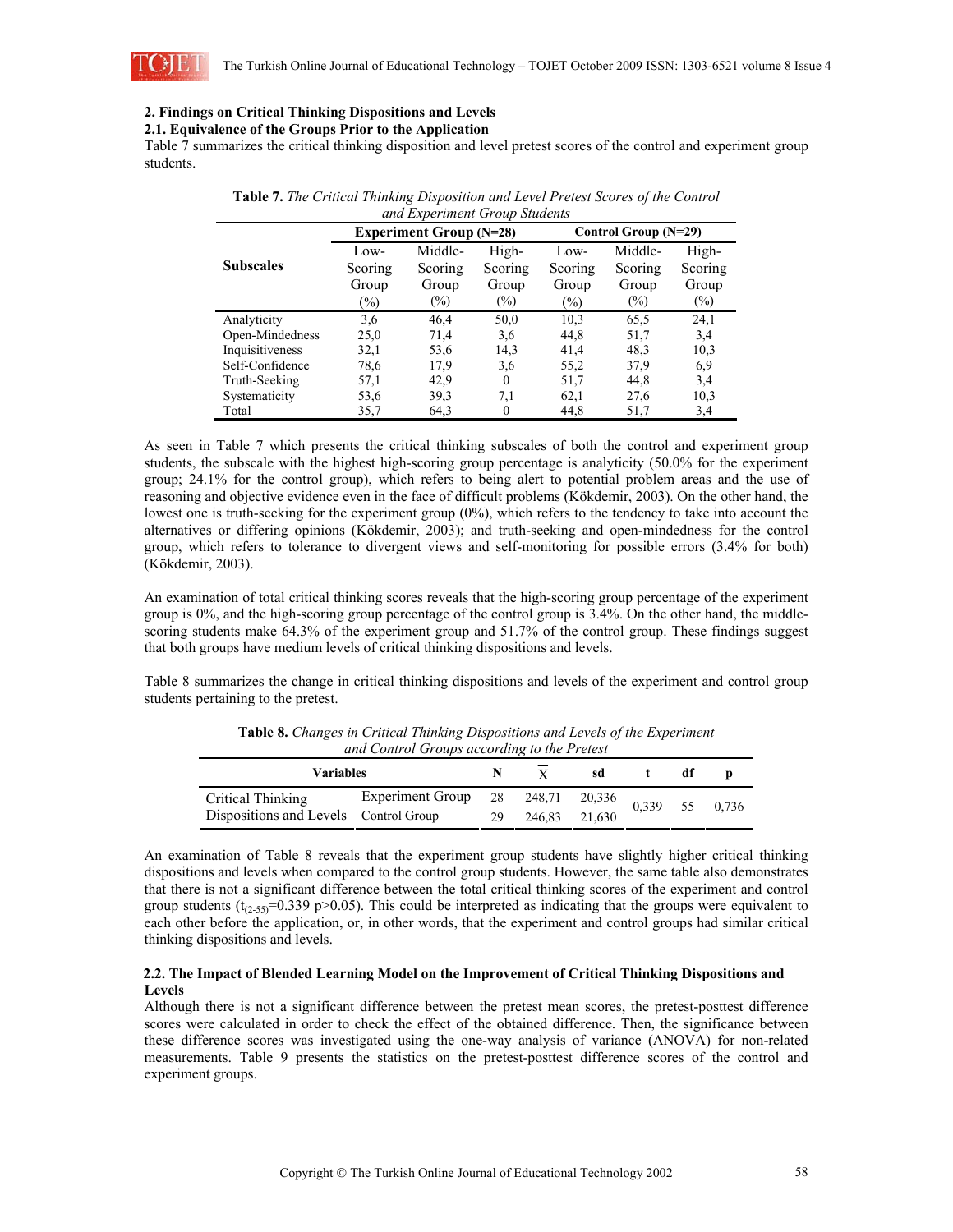## 2. Findings on Critical Thinking Dispositions and Levels

### 2.1. Equivalence of the Groups Prior to the Application

Table 7 summarizes the critical thinking disposition and level pretest scores of the control and experiment group students.

**Table 7.** *The Critical Thinking Disposition and Level Pretest Scores of the Control and Experiment Group Students*

| Subscales | Experiment Group (N=28) | | | Control Group (N=29) | | |
|---|---|---|---|---|---|---|
| | Low-Scoring Group (%) | Middle-Scoring Group (%) | High-Scoring Group (%) | Low-Scoring Group (%) | Middle-Scoring Group (%) | High-Scoring Group (%) |
| Analyticity | 3,6 | 46,4 | 50,0 | 10,3 | 65,5 | 24,1 |
| Open-Mindedness | 25,0 | 71,4 | 3,6 | 44,8 | 51,7 | 3,4 |
| Inquisitiveness | 32,1 | 53,6 | 14,3 | 41,4 | 48,3 | 10,3 |
| Self-Confidence | 78,6 | 17,9 | 3,6 | 55,2 | 37,9 | 6,9 |
| Truth-Seeking | 57,1 | 42,9 | 0 | 51,7 | 44,8 | 3,4 |
| Systematicity | 53,6 | 39,3 | 7,1 | 62,1 | 27,6 | 10,3 |
| Total | 35,7 | 64,3 | 0 | 44,8 | 51,7 | 3,4 |

As seen in Table 7 which presents the critical thinking subscales of both the control and experiment group students, the subscale with the highest high-scoring group percentage is analyticity (50.0% for the experiment group; 24.1% for the control group), which refers to being alert to potential problem areas and the use of reasoning and objective evidence even in the face of difficult problems (Kökdemir, 2003). On the other hand, the lowest one is truth-seeking for the experiment group (0%), which refers to the tendency to take into account the alternatives or differing opinions (Kökdemir, 2003); and truth-seeking and open-mindedness for the control group, which refers to tolerance to divergent views and self-monitoring for possible errors (3.4% for both) (Kökdemir, 2003).

An examination of total critical thinking scores reveals that the high-scoring group percentage of the experiment group is 0%, and the high-scoring group percentage of the control group is 3.4%. On the other hand, the middle-scoring students make 64.3% of the experiment group and 51.7% of the control group. These findings suggest that both groups have medium levels of critical thinking dispositions and levels.

Table 8 summarizes the change in critical thinking dispositions and levels of the experiment and control group students pertaining to the pretest.

**Table 8.** *Changes in Critical Thinking Dispositions and Levels of the Experiment and Control Groups according to the Pretest*

| Variables | | N | $\bar{X}$ | sd | t | df | p |
|---|---|---|---|---|---|---|---|
| Critical Thinking Dispositions and Levels | Experiment Group | 28 | 248,71 | 20,336 | 0,339 | 55 | 0,736 |
| | Control Group | 29 | 246,83 | 21,630 | | | |

An examination of Table 8 reveals that the experiment group students have slightly higher critical thinking dispositions and levels when compared to the control group students. However, the same table also demonstrates that there is not a significant difference between the total critical thinking scores of the experiment and control group students ($t_{(2\text{-}55)}=0.339$ $p>0.05$). This could be interpreted as indicating that the groups were equivalent to each other before the application, or, in other words, that the experiment and control groups had similar critical thinking dispositions and levels.

### 2.2. The Impact of Blended Learning Model on the Improvement of Critical Thinking Dispositions and Levels

Although there is not a significant difference between the pretest mean scores, the pretest-posttest difference scores were calculated in order to check the effect of the obtained difference. Then, the significance between these difference scores was investigated using the one-way analysis of variance (ANOVA) for non-related measurements. Table 9 presents the statistics on the pretest-posttest difference scores of the control and experiment groups.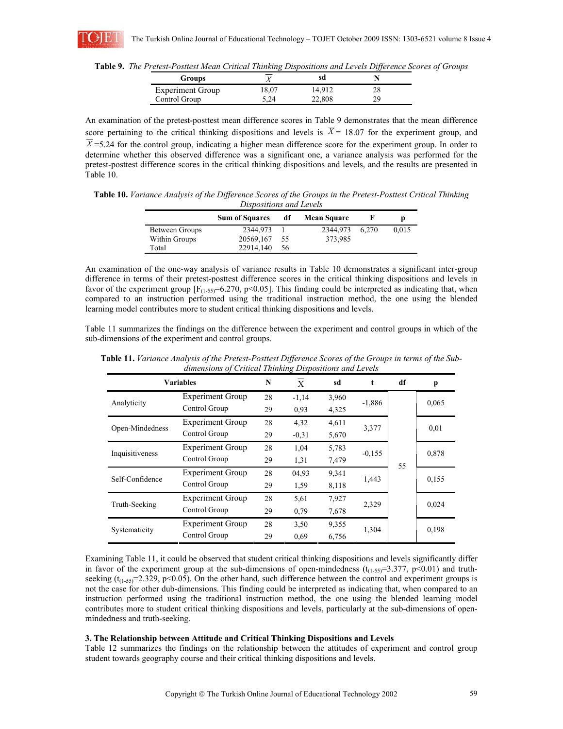**Table 9.** *The Pretest-Posttest Mean Critical Thinking Dispositions and Levels Difference Scores of Groups*

| Groups | $\bar{X}$ | sd | N |
|---|---|---|---|
| Experiment Group | 18,07 | 14,912 | 28 |
| Control Group | 5,24 | 22,808 | 29 |

An examination of the pretest-posttest mean difference scores in Table 9 demonstrates that the mean difference score pertaining to the critical thinking dispositions and levels is $\bar{X}$= 18.07 for the experiment group, and $\bar{X}$=5.24 for the control group, indicating a higher mean difference score for the experiment group. In order to determine whether this observed difference was a significant one, a variance analysis was performed for the pretest-posttest difference scores in the critical thinking dispositions and levels, and the results are presented in Table 10.

**Table 10.** *Variance Analysis of the Difference Scores of the Groups in the Pretest-Posttest Critical Thinking Dispositions and Levels*

| | Sum of Squares | df | Mean Square | F | p |
|---|---|---|---|---|---|
| Between Groups | 2344,973 | 1 | 2344,973 | 6,270 | 0,015 |
| Within Groups | 20569,167 | 55 | 373,985 | | |
| Total | 22914,140 | 56 | | | |

An examination of the one-way analysis of variance results in Table 10 demonstrates a significant inter-group difference in terms of their pretest-posttest difference scores in the critical thinking dispositions and levels in favor of the experiment group [$F_{(1-55)}$=6.270, $p$<0.05]. This finding could be interpreted as indicating that, when compared to an instruction performed using the traditional instruction method, the one using the blended learning model contributes more to student critical thinking dispositions and levels.

Table 11 summarizes the findings on the difference between the experiment and control groups in which of the sub-dimensions of the experiment and control groups.

**Table 11.** *Variance Analysis of the Pretest-Posttest Difference Scores of the Groups in terms of the Sub-dimensions of Critical Thinking Dispositions and Levels*

| Variables | | N | $\bar{X}$ | sd | t | df | p |
|---|---|---|---|---|---|---|---|
| Analyticity | Experiment Group | 28 | -1,14 | 3,960 | -1,886 | 55 | 0,065 |
| | Control Group | 29 | 0,93 | 4,325 | | | |
| Open-Mindedness | Experiment Group | 28 | 4,32 | 4,611 | 3,377 | | 0,01 |
| | Control Group | 29 | -0,31 | 5,670 | | | |
| Inquisitiveness | Experiment Group | 28 | 1,04 | 5,783 | -0,155 | | 0,878 |
| | Control Group | 29 | 1,31 | 7,479 | | | |
| Self-Confidence | Experiment Group | 28 | 04,93 | 9,341 | 1,443 | | 0,155 |
| | Control Group | 29 | 1,59 | 8,118 | | | |
| Truth-Seeking | Experiment Group | 28 | 5,61 | 7,927 | 2,329 | | 0,024 |
| | Control Group | 29 | 0,79 | 7,678 | | | |
| Systematicity | Experiment Group | 28 | 3,50 | 9,355 | 1,304 | | 0,198 |
| | Control Group | 29 | 0,69 | 6,756 | | | |

Examining Table 11, it could be observed that student critical thinking dispositions and levels significantly differ in favor of the experiment group at the sub-dimensions of open-mindedness ($t_{(1-55)}$=3.377, $p$<0.01) and truth-seeking ($t_{(1-55)}$=2.329, $p$<0.05). On the other hand, such difference between the control and experiment groups is not the case for other dub-dimensions. This finding could be interpreted as indicating that, when compared to an instruction performed using the traditional instruction method, the one using the blended learning model contributes more to student critical thinking dispositions and levels, particularly at the sub-dimensions of open-mindedness and truth-seeking.

### 3. The Relationship between Attitude and Critical Thinking Dispositions and Levels

Table 12 summarizes the findings on the relationship between the attitudes of experiment and control group student towards geography course and their critical thinking dispositions and levels.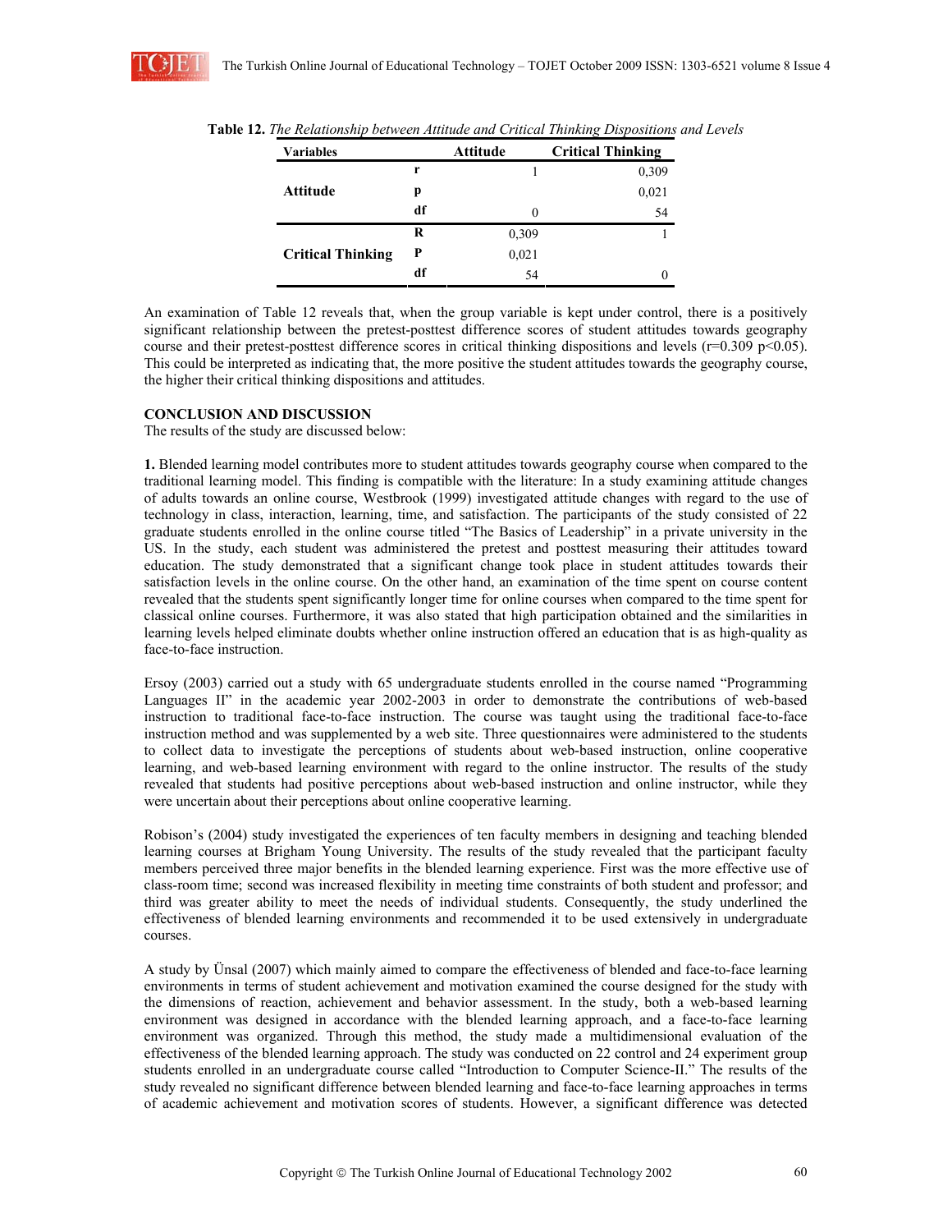**Table 12.** *The Relationship between Attitude and Critical Thinking Dispositions* and *Levels*

| Variables | | Attitude | Critical Thinking |
|---|---|---|---|
| **Attitude** | **r** | 1 | 0,309 |
| | **p** | | 0,021 |
| | **df** | 0 | 54 |
| **Critical Thinking** | **R** | 0,309 | 1 |
| | **P** | 0,021 | |
| | **df** | 54 | 0 |

An examination of Table 12 reveals that, when the group variable is kept under control, there is a positively significant relationship between the pretest-posttest difference scores of student attitudes towards geography course and their pretest-posttest difference scores in critical thinking dispositions and levels ($r=0.309$ $p<0.05$). This could be interpreted as indicating that, the more positive the student attitudes towards the geography course, the higher their critical thinking dispositions and attitudes.

## CONCLUSION AND DISCUSSION

The results of the study are discussed below:

**1.** Blended learning model contributes more to student attitudes towards geography course when compared to the traditional learning model. This finding is compatible with the literature: In a study examining attitude changes of adults towards an online course, Westbrook (1999) investigated attitude changes with regard to the use of technology in class, interaction, learning, time, and satisfaction. The participants of the study consisted of 22 graduate students enrolled in the online course titled "The Basics of Leadership" in a private university in the US. In the study, each student was administered the pretest and posttest measuring their attitudes toward education. The study demonstrated that a significant change took place in student attitudes towards their satisfaction levels in the online course. On the other hand, an examination of the time spent on course content revealed that the students spent significantly longer time for online courses when compared to the time spent for classical online courses. Furthermore, it was also stated that high participation obtained and the similarities in learning levels helped eliminate doubts whether online instruction offered an education that is as high-quality as face-to-face instruction.

Ersoy (2003) carried out a study with 65 undergraduate students enrolled in the course named "Programming Languages II" in the academic year 2002-2003 in order to demonstrate the contributions of web-based instruction to traditional face-to-face instruction. The course was taught using the traditional face-to-face instruction method and was supplemented by a web site. Three questionnaires were administered to the students to collect data to investigate the perceptions of students about web-based instruction, online cooperative learning, and web-based learning environment with regard to the online instructor. The results of the study revealed that students had positive perceptions about web-based instruction and online instructor, while they were uncertain about their perceptions about online cooperative learning.

Robison's (2004) study investigated the experiences of ten faculty members in designing and teaching blended learning courses at Brigham Young University. The results of the study revealed that the participant faculty members perceived three major benefits in the blended learning experience. First was the more effective use of class-room time; second was increased flexibility in meeting time constraints of both student and professor; and third was greater ability to meet the needs of individual students. Consequently, the study underlined the effectiveness of blended learning environments and recommended it to be used extensively in undergraduate courses.

A study by Ünsal (2007) which mainly aimed to compare the effectiveness of blended and face-to-face learning environments in terms of student achievement and motivation examined the course designed for the study with the dimensions of reaction, achievement and behavior assessment. In the study, both a web-based learning environment was designed in accordance with the blended learning approach, and a face-to-face learning environment was organized. Through this method, the study made a multidimensional evaluation of the effectiveness of the blended learning approach. The study was conducted on 22 control and 24 experiment group students enrolled in an undergraduate course called "Introduction to Computer Science-II." The results of the study revealed no significant difference between blended learning and face-to-face learning approaches in terms of academic achievement and motivation scores of students. However, a significant difference was detected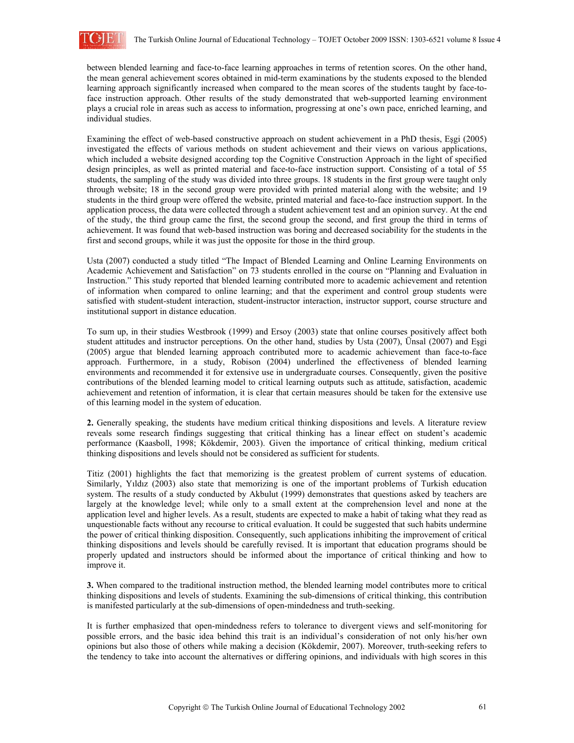between blended learning and face-to-face learning approaches in terms of retention scores. On the other hand, the mean general achievement scores obtained in mid-term examinations by the students exposed to the blended learning approach significantly increased when compared to the mean scores of the students taught by face-to-face instruction approach. Other results of the study demonstrated that web-supported learning environment plays a crucial role in areas such as access to information, progressing at one's own pace, enriched learning, and individual studies.

Examining the effect of web-based constructive approach on student achievement in a PhD thesis, Eşgi (2005) investigated the effects of various methods on student achievement and their views on various applications, which included a website designed according top the Cognitive Construction Approach in the light of specified design principles, as well as printed material and face-to-face instruction support. Consisting of a total of 55 students, the sampling of the study was divided into three groups. 18 students in the first group were taught only through website; 18 in the second group were provided with printed material along with the website; and 19 students in the third group were offered the website, printed material and face-to-face instruction support. In the application process, the data were collected through a student achievement test and an opinion survey. At the end of the study, the third group came the first, the second group the second, and first group the third in terms of achievement. It was found that web-based instruction was boring and decreased sociability for the students in the first and second groups, while it was just the opposite for those in the third group.

Usta (2007) conducted a study titled "The Impact of Blended Learning and Online Learning Environments on Academic Achievement and Satisfaction" on 73 students enrolled in the course on "Planning and Evaluation in Instruction." This study reported that blended learning contributed more to academic achievement and retention of information when compared to online learning; and that the experiment and control group students were satisfied with student-student interaction, student-instructor interaction, instructor support, course structure and institutional support in distance education.

To sum up, in their studies Westbrook (1999) and Ersoy (2003) state that online courses positively affect both student attitudes and instructor perceptions. On the other hand, studies by Usta (2007), Ünsal (2007) and Eşgi (2005) argue that blended learning approach contributed more to academic achievement than face-to-face approach. Furthermore, in a study, Robison (2004) underlined the effectiveness of blended learning environments and recommended it for extensive use in undergraduate courses. Consequently, given the positive contributions of the blended learning model to critical learning outputs such as attitude, satisfaction, academic achievement and retention of information, it is clear that certain measures should be taken for the extensive use of this learning model in the system of education.

**2.** Generally speaking, the students have medium critical thinking dispositions and levels. A literature review reveals some research findings suggesting that critical thinking has a linear effect on student's academic performance (Kaasboll, 1998; Kökdemir, 2003). Given the importance of critical thinking, medium critical thinking dispositions and levels should not be considered as sufficient for students.

Titiz (2001) highlights the fact that memorizing is the greatest problem of current systems of education. Similarly, Yıldız (2003) also state that memorizing is one of the important problems of Turkish education system. The results of a study conducted by Akbulut (1999) demonstrates that questions asked by teachers are largely at the knowledge level; while only to a small extent at the comprehension level and none at the application level and higher levels. As a result, students are expected to make a habit of taking what they read as unquestionable facts without any recourse to critical evaluation. It could be suggested that such habits undermine the power of critical thinking disposition. Consequently, such applications inhibiting the improvement of critical thinking dispositions and levels should be carefully revised. It is important that education programs should be properly updated and instructors should be informed about the importance of critical thinking and how to improve it.

**3.** When compared to the traditional instruction method, the blended learning model contributes more to critical thinking dispositions and levels of students. Examining the sub-dimensions of critical thinking, this contribution is manifested particularly at the sub-dimensions of open-mindedness and truth-seeking.

It is further emphasized that open-mindedness refers to tolerance to divergent views and self-monitoring for possible errors, and the basic idea behind this trait is an individual's consideration of not only his/her own opinions but also those of others while making a decision (Kökdemir, 2007). Moreover, truth-seeking refers to the tendency to take into account the alternatives or differing opinions, and individuals with high scores in this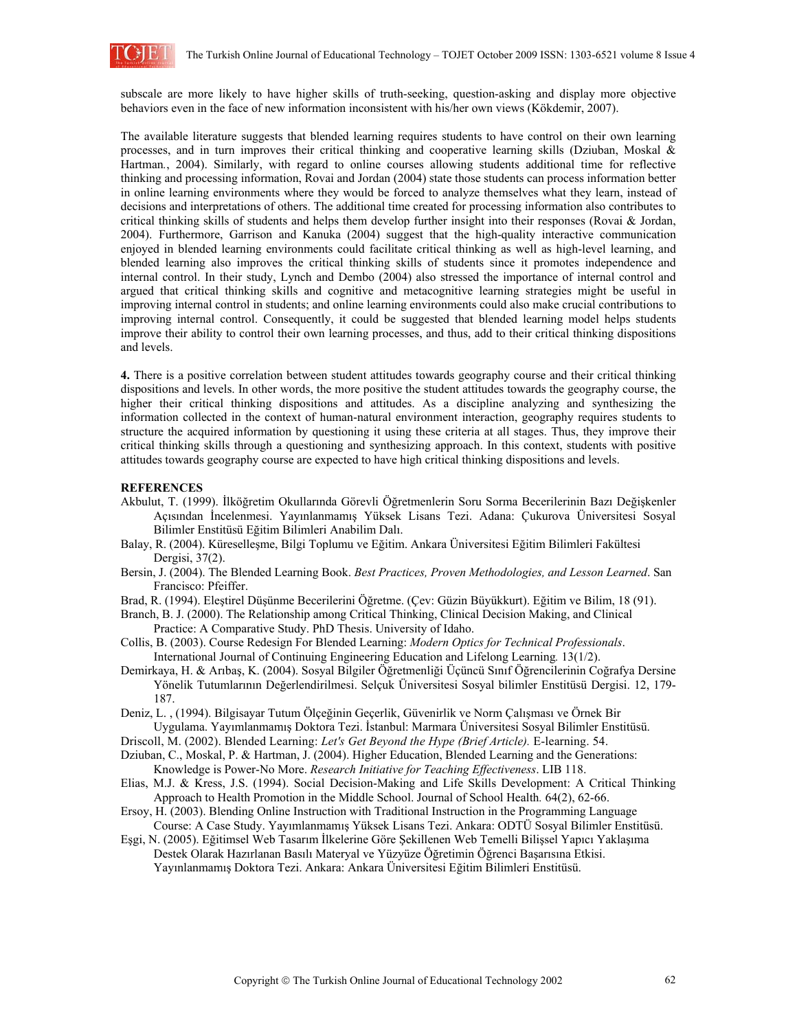subscale are more likely to have higher skills of truth-seeking, question-asking and display more objective behaviors even in the face of new information inconsistent with his/her own views (Kökdemir, 2007).

The available literature suggests that blended learning requires students to have control on their own learning processes, and in turn improves their critical thinking and cooperative learning skills (Dziuban, Moskal & Hartman., 2004). Similarly, with regard to online courses allowing students additional time for reflective thinking and processing information, Rovai and Jordan (2004) state those students can process information better in online learning environments where they would be forced to analyze themselves what they learn, instead of decisions and interpretations of others. The additional time created for processing information also contributes to critical thinking skills of students and helps them develop further insight into their responses (Rovai & Jordan, 2004). Furthermore, Garrison and Kanuka (2004) suggest that the high-quality interactive communication enjoyed in blended learning environments could facilitate critical thinking as well as high-level learning, and blended learning also improves the critical thinking skills of students since it promotes independence and internal control. In their study, Lynch and Dembo (2004) also stressed the importance of internal control and argued that critical thinking skills and cognitive and metacognitive learning strategies might be useful in improving internal control in students; and online learning environments could also make crucial contributions to improving internal control. Consequently, it could be suggested that blended learning model helps students improve their ability to control their own learning processes, and thus, add to their critical thinking dispositions and levels.

**4.** There is a positive correlation between student attitudes towards geography course and their critical thinking dispositions and levels. In other words, the more positive the student attitudes towards the geography course, the higher their critical thinking dispositions and attitudes. As a discipline analyzing and synthesizing the information collected in the context of human-natural environment interaction, geography requires students to structure the acquired information by questioning it using these criteria at all stages. Thus, they improve their critical thinking skills through a questioning and synthesizing approach. In this context, students with positive attitudes towards geography course are expected to have high critical thinking dispositions and levels.

**REFERENCES**

Akbulut, T. (1999). İlköğretim Okullarında Görevli Öğretmenlerin Soru Sorma Becerilerinin Bazı Değişkenler Açısından İncelenmesi. Yayımlanmamış Yüksek Lisans Tezi. Adana: Çukurova Üniversitesi Sosyal Bilimler Enstitüsü Eğitim Bilimleri Anabilim Dalı.

Balay, R. (2004). Küreselleşme, Bilgi Toplumu ve Eğitim. Ankara Üniversitesi Eğitim Bilimleri Fakültesi Dergisi, 37(2).

Bersin, J. (2004). The Blended Learning Book. *Best Practices, Proven Methodologies, and Lesson Learned*. San Francisco: Pfeiffer.

Brad, R. (1994). Eleştirel Düşünme Becerilerini Öğretme. (Çev: Güzin Büyükkurt). Eğitim ve Bilim, 18 (91).

Branch, B. J. (2000). The Relationship among Critical Thinking, Clinical Decision Making, and Clinical Practice: A Comparative Study. PhD Thesis. University of Idaho.

Collis, B. (2003). Course Redesign For Blended Learning: *Modern Optics for Technical Professionals*. International Journal of Continuing Engineering Education and Lifelong Learning*.* 13(1/2).

Demirkaya, H. & Arıbaş, K. (2004). Sosyal Bilgiler Öğretmenliği Üçüncü Sınıf Öğrencilerinin Coğrafya Dersine Yönelik Tutumlarının Değerlendirilmesi. Selçuk Üniversitesi Sosyal bilimler Enstitüsü Dergisi. 12, 179-187.

Deniz, L. , (1994). Bilgisayar Tutum Ölçeğinin Geçerlik, Güvenirlik ve Norm Çalışması ve Örnek Bir Uygulama. Yayımlanmamış Doktora Tezi. İstanbul: Marmara Üniversitesi Sosyal Bilimler Enstitüsü.

Driscoll, M. (2002). Blended Learning: *Let's Get Beyond the Hype (Brief Article).* E-learning. 54.

Dziuban, C., Moskal, P. & Hartman, J. (2004). Higher Education, Blended Learning and the Generations: Knowledge is Power-No More. *Research Initiative for Teaching Effectiveness*. LIB 118.

Elias, M.J. & Kress, J.S. (1994). Social Decision-Making and Life Skills Development: A Critical Thinking Approach to Health Promotion in the Middle School. Journal of School Health*.* 64(2), 62-66.

Ersoy, H. (2003). Blending Online Instruction with Traditional Instruction in the Programming Language Course: A Case Study. Yayımlanmamış Yüksek Lisans Tezi. Ankara: ODTÜ Sosyal Bilimler Enstitüsü.

Eşgi, N. (2005). Eğitimsel Web Tasarım İlkelerine Göre Şekillenen Web Temelli Bilişsel Yapıcı Yaklaşıma Destek Olarak Hazırlanan Basılı Materyal ve Yüzyüze Öğretimin Öğrenci Başarısına Etkisi. Yayımlanmamış Doktora Tezi. Ankara: Ankara Üniversitesi Eğitim Bilimleri Enstitüsü.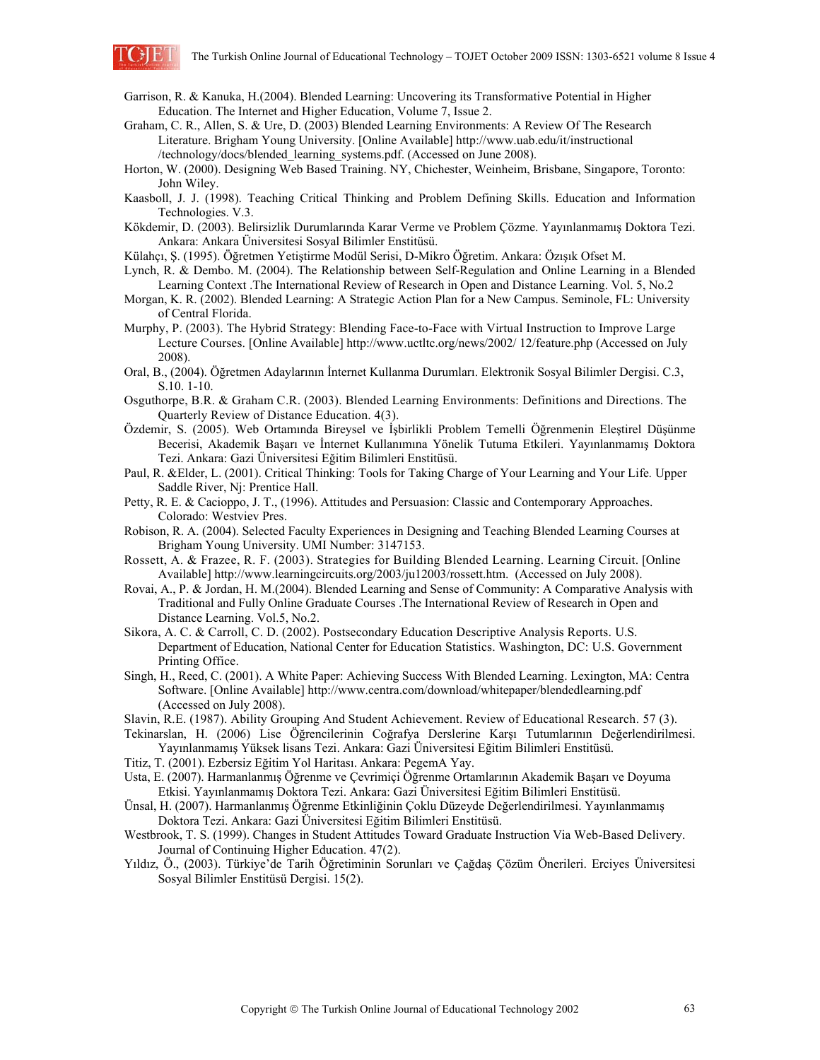Garrison, R. & Kanuka, H.(2004). Blended Learning: Uncovering its Transformative Potential in Higher Education. The Internet and Higher Education, Volume 7, Issue 2.

Graham, C. R., Allen, S. & Ure, D. (2003) Blended Learning Environments: A Review Of The Research Literature. Brigham Young University. [Online Available] http://www.uab.edu/it/instructional /technology/docs/blended_learning_systems.pdf. (Accessed on June 2008).

Horton, W. (2000). Designing Web Based Training. NY, Chichester, Weinheim, Brisbane, Singapore, Toronto: John Wiley.

Kaasboll, J. J. (1998). Teaching Critical Thinking and Problem Defining Skills. Education and Information Technologies. V.3.

Kökdemir, D. (2003). Belirsizlik Durumlarında Karar Verme ve Problem Çözme. Yayınlanmamış Doktora Tezi. Ankara: Ankara Üniversitesi Sosyal Bilimler Enstitüsü.

Külahçı, Ş. (1995). Öğretmen Yetiştirme Modül Serisi, D-Mikro Öğretim. Ankara: Özışık Ofset M.

Lynch, R. & Dembo. M. (2004). The Relationship between Self-Regulation and Online Learning in a Blended Learning Context .The International Review of Research in Open and Distance Learning. Vol. 5, No.2

Morgan, K. R. (2002). Blended Learning: A Strategic Action Plan for a New Campus. Seminole, FL: University of Central Florida.

Murphy, P. (2003). The Hybrid Strategy: Blending Face-to-Face with Virtual Instruction to Improve Large Lecture Courses. [Online Available] http://www.uctltc.org/news/2002/ 12/feature.php (Accessed on July 2008).

Oral, B., (2004). Öğretmen Adaylarının İnternet Kullanma Durumları. Elektronik Sosyal Bilimler Dergisi. C.3, S.10. 1-10.

Osguthorpe, B.R. & Graham C.R. (2003). Blended Learning Environments: Definitions and Directions. The Quarterly Review of Distance Education. 4(3).

Özdemir, S. (2005). Web Ortamında Bireysel ve İşbirlikli Problem Temelli Öğrenmenin Eleştirel Düşünme Becerisi, Akademik Başarı ve İnternet Kullanımına Yönelik Tutuma Etkileri. Yayınlanmamış Doktora Tezi. Ankara: Gazi Üniversitesi Eğitim Bilimleri Enstitüsü.

Paul, R. &Elder, L. (2001). Critical Thinking: Tools for Taking Charge of Your Learning and Your Life. Upper Saddle River, Nj: Prentice Hall.

Petty, R. E. & Cacioppo, J. T., (1996). Attitudes and Persuasion: Classic and Contemporary Approaches. Colorado: Westviev Pres.

Robison, R. A. (2004). Selected Faculty Experiences in Designing and Teaching Blended Learning Courses at Brigham Young University. UMI Number: 3147153.

Rossett, A. & Frazee, R. F. (2003). Strategies for Building Blended Learning. Learning Circuit. [Online Available] http://www.learningcircuits.org/2003/ju12003/rossett.htm. (Accessed on July 2008).

Rovai, A., P. & Jordan, H. M.(2004). Blended Learning and Sense of Community: A Comparative Analysis with Traditional and Fully Online Graduate Courses .The International Review of Research in Open and Distance Learning. Vol.5, No.2.

Sikora, A. C. & Carroll, C. D. (2002). Postsecondary Education Descriptive Analysis Reports. U.S. Department of Education, National Center for Education Statistics. Washington, DC: U.S. Government Printing Office.

Singh, H., Reed, C. (2001). A White Paper: Achieving Success With Blended Learning. Lexington, MA: Centra Software. [Online Available] http://www.centra.com/download/whitepaper/blendedlearning.pdf (Accessed on July 2008).

Slavin, R.E. (1987). Ability Grouping And Student Achievement. Review of Educational Research. 57 (3).

Tekinarslan, H. (2006) Lise Öğrencilerinin Coğrafya Derslerine Karşı Tutumlarının Değerlendirilmesi. Yayınlanmamış Yüksek lisans Tezi. Ankara: Gazi Üniversitesi Eğitim Bilimleri Enstitüsü.

Titiz, T. (2001). Ezbersiz Eğitim Yol Haritası. Ankara: PegemA Yay.

Usta, E. (2007). Harmanlanmış Öğrenme ve Çevrimiçi Öğrenme Ortamlarının Akademik Başarı ve Doyuma Etkisi. Yayınlanmamış Doktora Tezi. Ankara: Gazi Üniversitesi Eğitim Bilimleri Enstitüsü.

Ünsal, H. (2007). Harmanlanmış Öğrenme Etkinliğinin Çoklu Düzeyde Değerlendirilmesi. Yayınlanmamış Doktora Tezi. Ankara: Gazi Üniversitesi Eğitim Bilimleri Enstitüsü.

Westbrook, T. S. (1999). Changes in Student Attitudes Toward Graduate Instruction Via Web-Based Delivery. Journal of Continuing Higher Education. 47(2).

Yıldız, Ö., (2003). Türkiye'de Tarih Öğretiminin Sorunları ve Çağdaş Çözüm Önerileri. Erciyes Üniversitesi Sosyal Bilimler Enstitüsü Dergisi. 15(2).